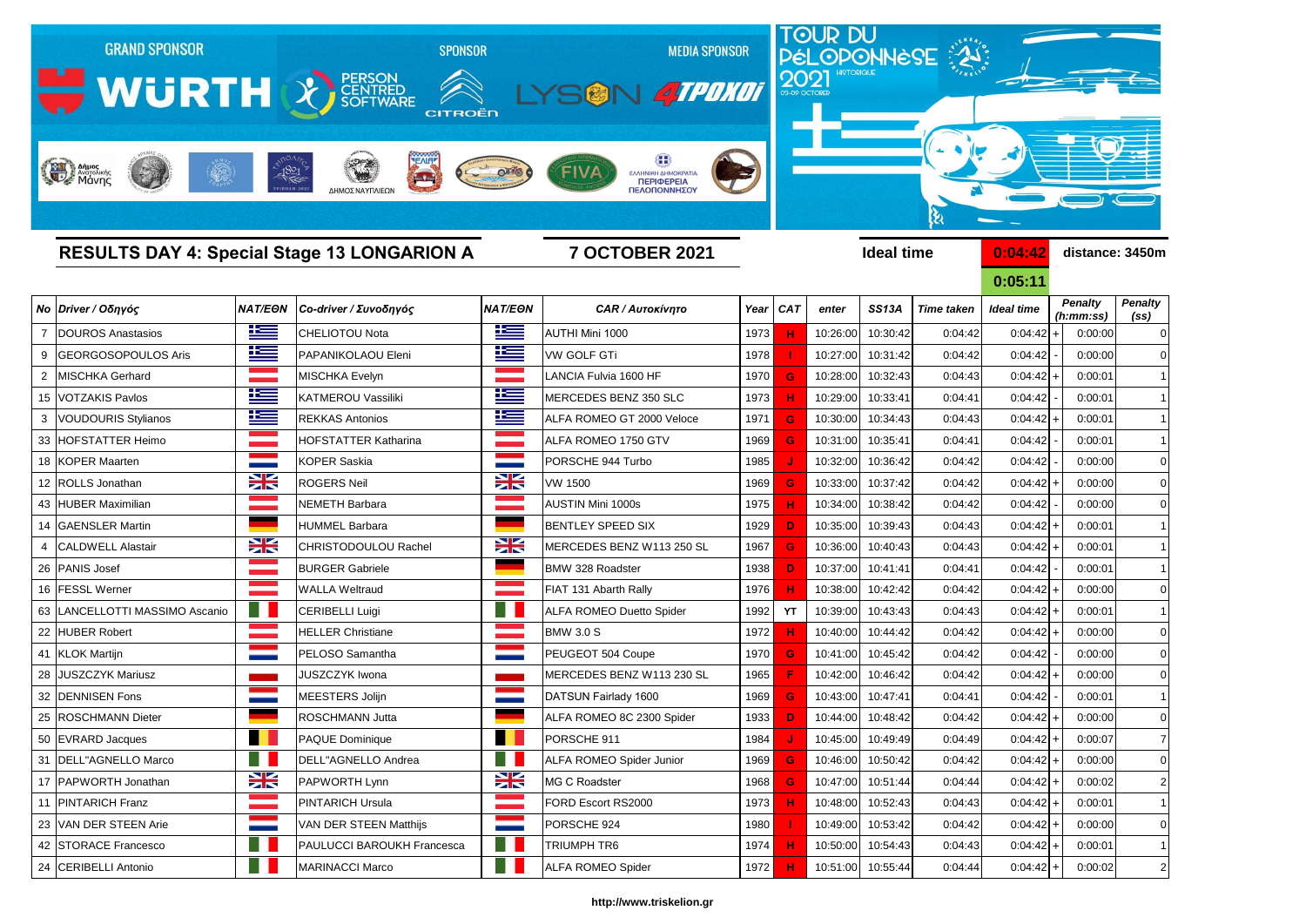GRAND SPONSOR WÜRTH | SPONSOR PERSON CENTRED SOFTWARE CITROËN | MEDIA SPONSOR LYSON 4TPOXOI

TOUR DU PÉLOPONNÈSE 2021 HISTORIQUE 03-09 OCTOBER

## RESULTS DAY 4: Special Stage 13 LONGARION A

**7 OCTOBER 2021**

Ideal time **0:04:42** distance: 3450m

**0:05:11**

| No | Driver / Οδηγός | NAT/ΕΘΝ | Co-driver / Συνοδηγός | NAT/ΕΘΝ | CAR / Αυτοκίνητο | Year | CAT | enter | SS13A | Time taken | Ideal time | | Penalty (h:mm:ss) | Penalty (ss) |
|---|---|---|---|---|---|---|---|---|---|---|---|---|---|---|
| 7 | DOUROS Anastasios | | CHELIOTOU Nota | | AUTHI Mini 1000 | 1973 | H | 10:26:00 | 10:30:42 | 0:04:42 | 0:04:42 | + | 0:00:00 | 0 |
| 9 | GEORGOSOPOULOS Aris | | PAPANIKOLAOU Eleni | | VW GOLF GTi | 1978 | I | 10:27:00 | 10:31:42 | 0:04:42 | 0:04:42 | - | 0:00:00 | 0 |
| 2 | MISCHKA Gerhard | | MISCHKA Evelyn | | LANCIA Fulvia 1600 HF | 1970 | G | 10:28:00 | 10:32:43 | 0:04:43 | 0:04:42 | + | 0:00:01 | 1 |
| 15 | VOTZAKIS Pavlos | | KATMEROU Vassiliki | | MERCEDES BENZ 350 SLC | 1973 | H | 10:29:00 | 10:33:41 | 0:04:41 | 0:04:42 | - | 0:00:01 | 1 |
| 3 | VOUDOURIS Stylianos | | REKKAS Antonios | | ALFA ROMEO GT 2000 Veloce | 1971 | G | 10:30:00 | 10:34:43 | 0:04:43 | 0:04:42 | + | 0:00:01 | 1 |
| 33 | HOFSTATTER Heimo | | HOFSTATTER Katharina | | ALFA ROMEO 1750 GTV | 1969 | G | 10:31:00 | 10:35:41 | 0:04:41 | 0:04:42 | - | 0:00:01 | 1 |
| 18 | KOPER Maarten | | KOPER Saskia | | PORSCHE 944 Turbo | 1985 | J | 10:32:00 | 10:36:42 | 0:04:42 | 0:04:42 | - | 0:00:00 | 0 |
| 12 | ROLLS Jonathan | | ROGERS Neil | | VW 1500 | 1969 | G | 10:33:00 | 10:37:42 | 0:04:42 | 0:04:42 | + | 0:00:00 | 0 |
| 43 | HUBER Maximilian | | NEMETH Barbara | | AUSTIN Mini 1000s | 1975 | H | 10:34:00 | 10:38:42 | 0:04:42 | 0:04:42 | - | 0:00:00 | 0 |
| 14 | GAENSLER Martin | | HUMMEL Barbara | | BENTLEY SPEED SIX | 1929 | D | 10:35:00 | 10:39:43 | 0:04:43 | 0:04:42 | + | 0:00:01 | 1 |
| 4 | CALDWELL Alastair | | CHRISTODOULOU Rachel | | MERCEDES BENZ W113 250 SL | 1967 | G | 10:36:00 | 10:40:43 | 0:04:43 | 0:04:42 | + | 0:00:01 | 1 |
| 26 | PANIS Josef | | BURGER Gabriele | | BMW 328 Roadster | 1938 | D | 10:37:00 | 10:41:41 | 0:04:41 | 0:04:42 | - | 0:00:01 | 1 |
| 16 | FESSL Werner | | WALLA Weltraud | | FIAT 131 Abarth Rally | 1976 | H | 10:38:00 | 10:42:42 | 0:04:42 | 0:04:42 | + | 0:00:00 | 0 |
| 63 | LANCELLOTTI MASSIMO Ascanio | | CERIBELLI Luigi | | ALFA ROMEO Duetto Spider | 1992 | YT | 10:39:00 | 10:43:43 | 0:04:43 | 0:04:42 | + | 0:00:01 | 1 |
| 22 | HUBER Robert | | HELLER Christiane | | BMW 3.0 S | 1972 | H | 10:40:00 | 10:44:42 | 0:04:42 | 0:04:42 | + | 0:00:00 | 0 |
| 41 | KLOK Martijn | | PELOSO Samantha | | PEUGEOT 504 Coupe | 1970 | G | 10:41:00 | 10:45:42 | 0:04:42 | 0:04:42 | - | 0:00:00 | 0 |
| 28 | JUSZCZYK Mariusz | | JUSZCZYK Iwona | | MERCEDES BENZ W113 230 SL | 1965 | F | 10:42:00 | 10:46:42 | 0:04:42 | 0:04:42 | + | 0:00:00 | 0 |
| 32 | DENNISEN Fons | | MEESTERS Jolijn | | DATSUN Fairlady 1600 | 1969 | G | 10:43:00 | 10:47:41 | 0:04:41 | 0:04:42 | - | 0:00:01 | 1 |
| 25 | ROSCHMANN Dieter | | ROSCHMANN Jutta | | ALFA ROMEO 8C 2300 Spider | 1933 | D | 10:44:00 | 10:48:42 | 0:04:42 | 0:04:42 | + | 0:00:00 | 0 |
| 50 | EVRARD Jacques | | PAQUE Dominique | | PORSCHE 911 | 1984 | J | 10:45:00 | 10:49:49 | 0:04:49 | 0:04:42 | + | 0:00:07 | 7 |
| 31 | DELL"AGNELLO Marco | | DELL"AGNELLO Andrea | | ALFA ROMEO Spider Junior | 1969 | G | 10:46:00 | 10:50:42 | 0:04:42 | 0:04:42 | + | 0:00:00 | 0 |
| 17 | PAPWORTH Jonathan | | PAPWORTH Lynn | | MG C Roadster | 1968 | G | 10:47:00 | 10:51:44 | 0:04:44 | 0:04:42 | + | 0:00:02 | 2 |
| 11 | PINTARICH Franz | | PINTARICH Ursula | | FORD Escort RS2000 | 1973 | H | 10:48:00 | 10:52:43 | 0:04:43 | 0:04:42 | + | 0:00:01 | 1 |
| 23 | VAN DER STEEN Arie | | VAN DER STEEN Matthijs | | PORSCHE 924 | 1980 | I | 10:49:00 | 10:53:42 | 0:04:42 | 0:04:42 | + | 0:00:00 | 0 |
| 42 | STORACE Francesco | | PAULUCCI BAROUKH Francesca | | TRIUMPH TR6 | 1974 | H | 10:50:00 | 10:54:43 | 0:04:43 | 0:04:42 | + | 0:00:01 | 1 |
| 24 | CERIBELLI Antonio | | MARINACCI Marco | | ALFA ROMEO Spider | 1972 | H | 10:51:00 | 10:55:44 | 0:04:44 | 0:04:42 | + | 0:00:02 | 2 |

http://www.triskelion.gr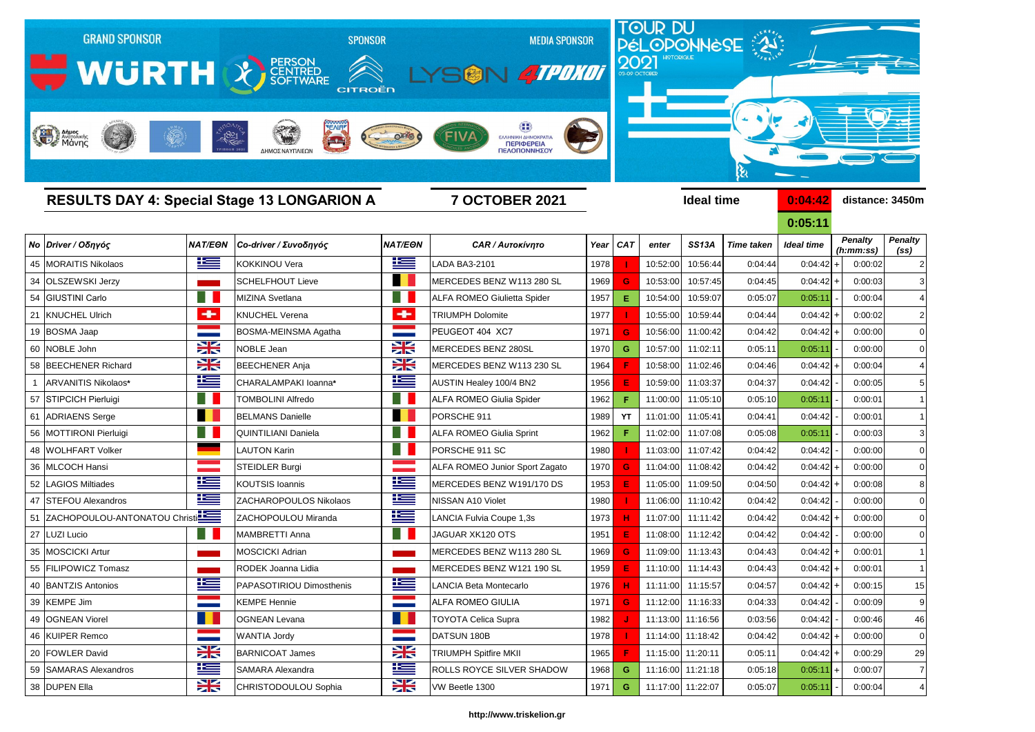GRAND SPONSOR WÜRTH | SPONSOR PERSON CENTRED SOFTWARE, CITROËN | MEDIA SPONSOR LYSON 4TPOXOI

TOUR DU PÉLOPONNÈSE 2021 HISTORIQUE 03-09 OCTOBER

## RESULTS DAY 4: Special Stage 13 LONGARION A

**7 OCTOBER 2021**

Ideal time **0:04:42** **0:05:11** distance: 3450m

| No | Driver / Οδηγός | NAT/ΕΘΝ | Co-driver / Συνοδηγός | NAT/ΕΘΝ | CAR / Αυτοκίνητο | Year | CAT | enter | SS13A | Time taken | Ideal time | | Penalty (h:mm:ss) | Penalty (ss) |
|---|---|---|---|---|---|---|---|---|---|---|---|---|---|---|
| 45 | MORAITIS Nikolaos | | KOKKINOU Vera | | LADA BA3-2101 | 1978 | I | 10:52:00 | 10:56:44 | 0:04:44 | 0:04:42 | + | 0:00:02 | 2 |
| 34 | OLSZEWSKI Jerzy | | SCHELFHOUT Lieve | | MERCEDES BENZ W113 280 SL | 1969 | G | 10:53:00 | 10:57:45 | 0:04:45 | 0:04:42 | + | 0:00:03 | 3 |
| 54 | GIUSTINI Carlo | | MIZINA Svetlana | | ALFA ROMEO Giulietta Spider | 1957 | E | 10:54:00 | 10:59:07 | 0:05:07 | 0:05:11 | - | 0:00:04 | 4 |
| 21 | KNUCHEL Ulrich | | KNUCHEL Verena | | TRIUMPH Dolomite | 1977 | I | 10:55:00 | 10:59:44 | 0:04:44 | 0:04:42 | + | 0:00:02 | 2 |
| 19 | BOSMA Jaap | | BOSMA-MEINSMA Agatha | | PEUGEOT 404 XC7 | 1971 | G | 10:56:00 | 11:00:42 | 0:04:42 | 0:04:42 | + | 0:00:00 | 0 |
| 60 | NOBLE John | | NOBLE Jean | | MERCEDES BENZ 280SL | 1970 | G | 10:57:00 | 11:02:11 | 0:05:11 | 0:05:11 | - | 0:00:00 | 0 |
| 58 | BEECHENER Richard | | BEECHENER Anja | | MERCEDES BENZ W113 230 SL | 1964 | F | 10:58:00 | 11:02:46 | 0:04:46 | 0:04:42 | + | 0:00:04 | 4 |
| 1 | ARVANITIS Nikolaos* | | CHARALAMPAKI Ioanna* | | AUSTIN Healey 100/4 BN2 | 1956 | E | 10:59:00 | 11:03:37 | 0:04:37 | 0:04:42 | - | 0:00:05 | 5 |
| 57 | STIPCICH Pierluigi | | TOMBOLINI Alfredo | | ALFA ROMEO Giulia Spider | 1962 | F | 11:00:00 | 11:05:10 | 0:05:10 | 0:05:11 | - | 0:00:01 | 1 |
| 61 | ADRIAENS Serge | | BELMANS Danielle | | PORSCHE 911 | 1989 | YT | 11:01:00 | 11:05:41 | 0:04:41 | 0:04:42 | - | 0:00:01 | 1 |
| 56 | MOTTIRONI Pierluigi | | QUINTILIANI Daniela | | ALFA ROMEO Giulia Sprint | 1962 | F | 11:02:00 | 11:07:08 | 0:05:08 | 0:05:11 | - | 0:00:03 | 3 |
| 48 | WOLHFART Volker | | LAUTON Karin | | PORSCHE 911 SC | 1980 | I | 11:03:00 | 11:07:42 | 0:04:42 | 0:04:42 | - | 0:00:00 | 0 |
| 36 | MLCOCH Hansi | | STEIDLER Burgi | | ALFA ROMEO Junior Sport Zagato | 1970 | G | 11:04:00 | 11:08:42 | 0:04:42 | 0:04:42 | + | 0:00:00 | 0 |
| 52 | LAGIOS Miltiades | | KOUTSIS Ioannis | | MERCEDES BENZ W191/170 DS | 1953 | E | 11:05:00 | 11:09:50 | 0:04:50 | 0:04:42 | + | 0:00:08 | 8 |
| 47 | STEFOU Alexandros | | ZACHAROPOULOS Nikolaos | | NISSAN A10 Violet | 1980 | I | 11:06:00 | 11:10:42 | 0:04:42 | 0:04:42 | - | 0:00:00 | 0 |
| 51 | ZACHOPOULOU-ANTONATOU Christi | | ZACHOPOULOU Miranda | | LANCIA Fulvia Coupe 1,3s | 1973 | H | 11:07:00 | 11:11:42 | 0:04:42 | 0:04:42 | + | 0:00:00 | 0 |
| 27 | LUZI Lucio | | MAMBRETTI Anna | | JAGUAR XK120 OTS | 1951 | E | 11:08:00 | 11:12:42 | 0:04:42 | 0:04:42 | - | 0:00:00 | 0 |
| 35 | MOSCICKI Artur | | MOSCICKI Adrian | | MERCEDES BENZ W113 280 SL | 1969 | G | 11:09:00 | 11:13:43 | 0:04:43 | 0:04:42 | + | 0:00:01 | 1 |
| 55 | FILIPOWICZ Tomasz | | RODEK Joanna Lidia | | MERCEDES BENZ W121 190 SL | 1959 | E | 11:10:00 | 11:14:43 | 0:04:43 | 0:04:42 | + | 0:00:01 | 1 |
| 40 | BANTZIS Antonios | | PAPASOTIRIOU Dimosthenis | | LANCIA Beta Montecarlo | 1976 | H | 11:11:00 | 11:15:57 | 0:04:57 | 0:04:42 | + | 0:00:15 | 15 |
| 39 | KEMPE Jim | | KEMPE Hennie | | ALFA ROMEO GIULIA | 1971 | G | 11:12:00 | 11:16:33 | 0:04:33 | 0:04:42 | - | 0:00:09 | 9 |
| 49 | OGNEAN Viorel | | OGNEAN Levana | | TOYOTA Celica Supra | 1982 | J | 11:13:00 | 11:16:56 | 0:03:56 | 0:04:42 | - | 0:00:46 | 46 |
| 46 | KUIPER Remco | | WANTIA Jordy | | DATSUN 180B | 1978 | I | 11:14:00 | 11:18:42 | 0:04:42 | 0:04:42 | + | 0:00:00 | 0 |
| 20 | FOWLER David | | BARNICOAT James | | TRIUMPH Spitfire MKII | 1965 | F | 11:15:00 | 11:20:11 | 0:05:11 | 0:04:42 | + | 0:00:29 | 29 |
| 59 | SAMARAS Alexandros | | SAMARA Alexandra | | ROLLS ROYCE SILVER SHADOW | 1968 | G | 11:16:00 | 11:21:18 | 0:05:18 | 0:05:11 | + | 0:00:07 | 7 |
| 38 | DUPEN Ella | | CHRISTODOULOU Sophia | | VW Beetle 1300 | 1971 | G | 11:17:00 | 11:22:07 | 0:05:07 | 0:05:11 | - | 0:00:04 | 4 |

http://www.triskelion.gr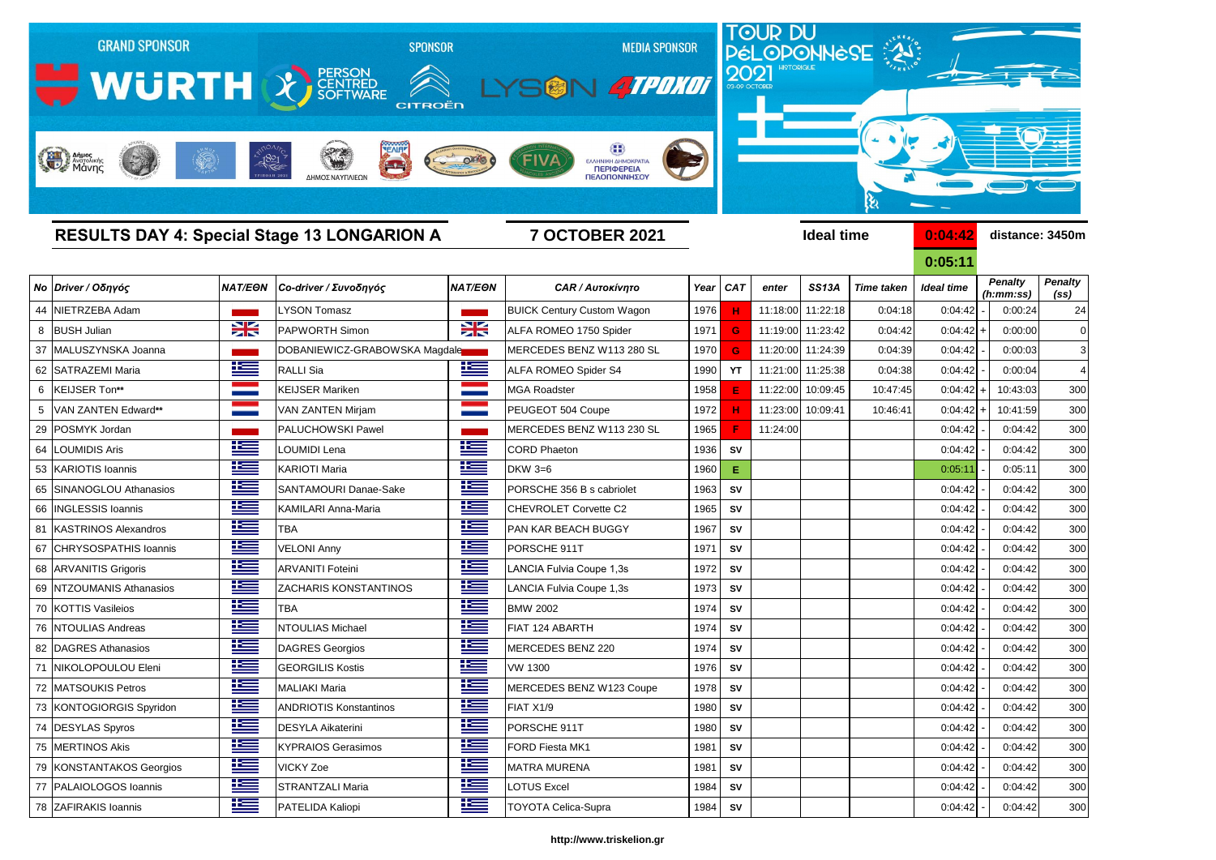GRAND SPONSOR WÜRTH — PERSON CENTRED SOFTWARE — SPONSOR CITROËN — MEDIA SPONSOR LYSON 4TPOXOI

TOUR DU PÉLOPONNÈSE 2021 HISTORIQUE 03-09 OCTOBER

## RESULTS DAY 4: Special Stage 13 LONGARION A

**7 OCTOBER 2021**

**Ideal time** 0:04:42 / 0:05:11 **distance: 3450m**

| No | Driver / Οδηγός | NAT/ΕΘΝ | Co-driver / Συνοδηγός | NAT/ΕΘΝ | CAR / Αυτοκίνητο | Year | CAT | enter | SS13A | Time taken | Ideal time | | Penalty (h:mm:ss) | Penalty (ss) |
|---|---|---|---|---|---|---|---|---|---|---|---|---|---|---|
| 44 | NIETRZEBA Adam | | LYSON Tomasz | | BUICK Century Custom Wagon | 1976 | H | 11:18:00 | 11:22:18 | 0:04:18 | 0:04:42 | - | 0:00:24 | 24 |
| 8 | BUSH Julian | | PAPWORTH Simon | | ALFA ROMEO 1750 Spider | 1971 | G | 11:19:00 | 11:23:42 | 0:04:42 | 0:04:42 | + | 0:00:00 | 0 |
| 37 | MALUSZYNSKA Joanna | | DOBANIEWICZ-GRABOWSKA Magdale | | MERCEDES BENZ W113 280 SL | 1970 | G | 11:20:00 | 11:24:39 | 0:04:39 | 0:04:42 | - | 0:00:03 | 3 |
| 62 | SATRAZEMI Maria | | RALLI Sia | | ALFA ROMEO Spider S4 | 1990 | YT | 11:21:00 | 11:25:38 | 0:04:38 | 0:04:42 | - | 0:00:04 | 4 |
| 6 | KEIJSER Ton** | | KEIJSER Mariken | | MGA Roadster | 1958 | E | 11:22:00 | 10:09:45 | 10:47:45 | 0:04:42 | + | 10:43:03 | 300 |
| 5 | VAN ZANTEN Edward** | | VAN ZANTEN Mirjam | | PEUGEOT 504 Coupe | 1972 | H | 11:23:00 | 10:09:41 | 10:46:41 | 0:04:42 | + | 10:41:59 | 300 |
| 29 | POSMYK Jordan | | PALUCHOWSKI Pawel | | MERCEDES BENZ W113 230 SL | 1965 | F | 11:24:00 | | | 0:04:42 | - | 0:04:42 | 300 |
| 64 | LOUMIDIS Aris | | LOUMIDI Lena | | CORD Phaeton | 1936 | SV | | | | 0:04:42 | - | 0:04:42 | 300 |
| 53 | KARIOTIS Ioannis | | KARIOTI Maria | | DKW 3=6 | 1960 | E | | | | 0:05:11 | - | 0:05:11 | 300 |
| 65 | SINANOGLOU Athanasios | | SANTAMOURI Danae-Sake | | PORSCHE 356 B s cabriolet | 1963 | SV | | | | 0:04:42 | - | 0:04:42 | 300 |
| 66 | INGLESSIS Ioannis | | KAMILARI Anna-Maria | | CHEVROLET Corvette C2 | 1965 | SV | | | | 0:04:42 | - | 0:04:42 | 300 |
| 81 | KASTRINOS Alexandros | | TBA | | PAN KAR BEACH BUGGY | 1967 | SV | | | | 0:04:42 | - | 0:04:42 | 300 |
| 67 | CHRYSOSPATHIS Ioannis | | VELONI Anny | | PORSCHE 911T | 1971 | SV | | | | 0:04:42 | - | 0:04:42 | 300 |
| 68 | ARVANITIS Grigoris | | ARVANITI Foteini | | LANCIA Fulvia Coupe 1,3s | 1972 | SV | | | | 0:04:42 | - | 0:04:42 | 300 |
| 69 | NTZOUMANIS Athanasios | | ZACHARIS KONSTANTINOS | | LANCIA Fulvia Coupe 1,3s | 1973 | SV | | | | 0:04:42 | - | 0:04:42 | 300 |
| 70 | KOTTIS Vasileios | | TBA | | BMW 2002 | 1974 | SV | | | | 0:04:42 | - | 0:04:42 | 300 |
| 76 | NTOULIAS Andreas | | NTOULIAS Michael | | FIAT 124 ABARTH | 1974 | SV | | | | 0:04:42 | - | 0:04:42 | 300 |
| 82 | DAGRES Athanasios | | DAGRES Georgios | | MERCEDES BENZ 220 | 1974 | SV | | | | 0:04:42 | - | 0:04:42 | 300 |
| 71 | NIKOLOPOULOU Eleni | | GEORGILIS Kostis | | VW 1300 | 1976 | SV | | | | 0:04:42 | - | 0:04:42 | 300 |
| 72 | MATSOUKIS Petros | | MALIAKI Maria | | MERCEDES BENZ W123 Coupe | 1978 | SV | | | | 0:04:42 | - | 0:04:42 | 300 |
| 73 | KONTOGIORGIS Spyridon | | ANDRIOTIS Konstantinos | | FIAT X1/9 | 1980 | SV | | | | 0:04:42 | - | 0:04:42 | 300 |
| 74 | DESYLAS Spyros | | DESYLA Aikaterini | | PORSCHE 911T | 1980 | SV | | | | 0:04:42 | - | 0:04:42 | 300 |
| 75 | MERTINOS Akis | | KYPRAIOS Gerasimos | | FORD Fiesta MK1 | 1981 | SV | | | | 0:04:42 | - | 0:04:42 | 300 |
| 79 | KONSTANTAKOS Georgios | | VICKY Zoe | | MATRA MURENA | 1981 | SV | | | | 0:04:42 | - | 0:04:42 | 300 |
| 77 | PALAIOLOGOS Ioannis | | STRANTZALI Maria | | LOTUS Excel | 1984 | SV | | | | 0:04:42 | - | 0:04:42 | 300 |
| 78 | ZAFIRAKIS Ioannis | | PATELIDA Kaliopi | | TOYOTA Celica-Supra | 1984 | SV | | | | 0:04:42 | - | 0:04:42 | 300 |

http://www.triskelion.gr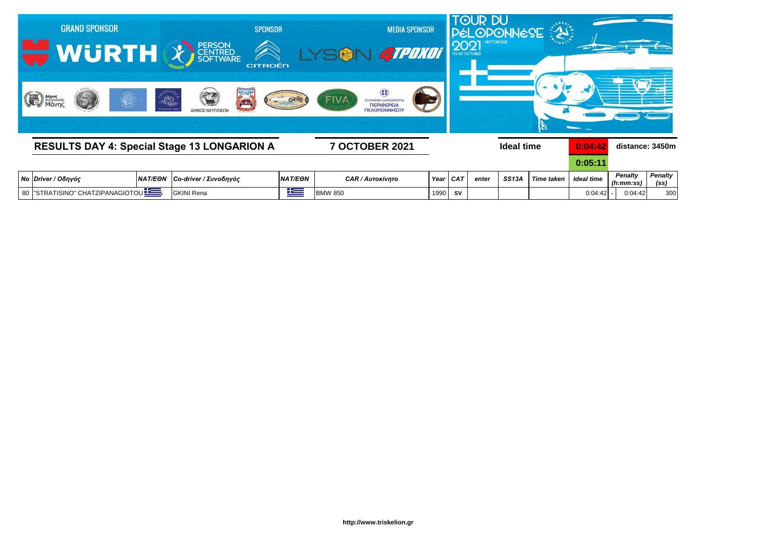GRAND SPONSOR SPONSOR MEDIA SPONSOR

WÜRTH PERSON CENTRED SOFTWARE CITROËN LYSON 4TPOXOI

TOUR DU PÉLOPONNÈSE 2021 HISTORIQUE 03-09 OCTOBER

Δήμος Ανατολικής Μάνης ΔΗΜΟΣ ΝΑΥΠΛΙΕΩΝ FIVA ΕΛΛΗΝΙΚΗ ΔΗΜΟΚΡΑΤΙΑ ΠΕΡΙΦΕΡΕΙΑ ΠΕΛΟΠΟΝΝΗΣΟΥ

## RESULTS DAY 4: Special Stage 13 LONGARION A

**7 OCTOBER 2021**

**Ideal time** **0:04:42** **distance: 3450m**

**0:05:11**

| No | Driver / Οδηγός | NAT/ΕΘΝ | Co-driver / Συνοδηγός | NAT/ΕΘΝ | CAR / Αυτοκίνητο | Year | CAT | enter | SS13A | Time taken | Ideal time | | Penalty (h:mm:ss) | Penalty (ss) |
|---|---|---|---|---|---|---|---|---|---|---|---|---|---|---|
| 80 | "STRATISINO" CHATZIPANAGIOTOU | | GKINI Rena | | BMW 850 | 1990 | SV | | | | 0:04:42 | - | 0:04:42 | 300 |

http://www.triskelion.gr